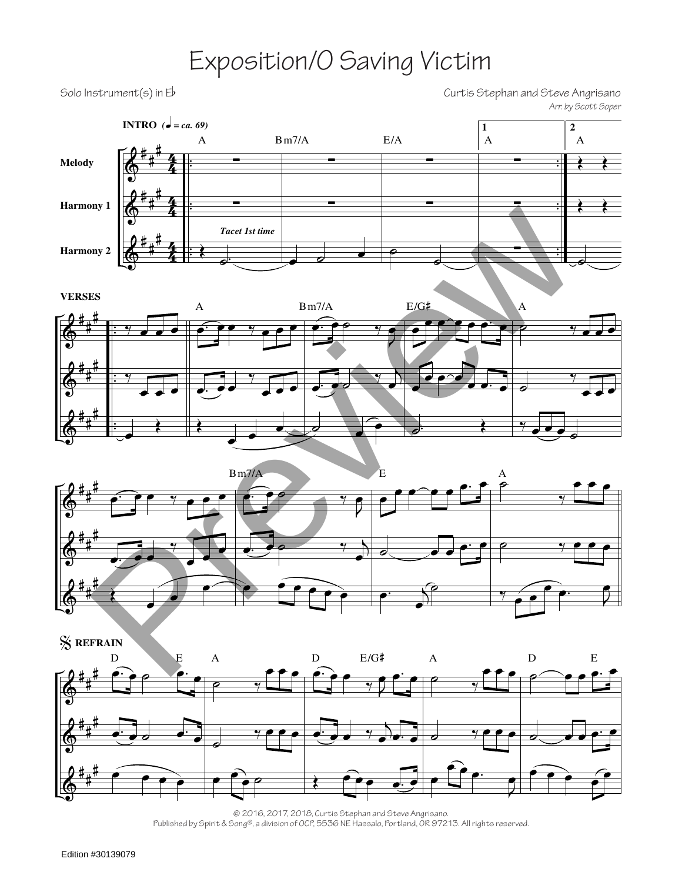# Exposition/O Saving Victim

Solo Instrument(s) in E♭

Curtis Stephan and Steve Angrisano

*Arr. by Scott Soper*

**INTRO** (♩ = ca. 69)

Melody

Harmony 1

Harmony 2

*Tacet 1st time*

**VERSES**

**REFRAIN**

© 2016, 2017, 2018, Curtis Stephan and Steve Angrisano.
Published by Spirit & Song®, a division of OCP, 5536 NE Hassalo, Portland, OR 97213. All rights reserved.

Edition #30139079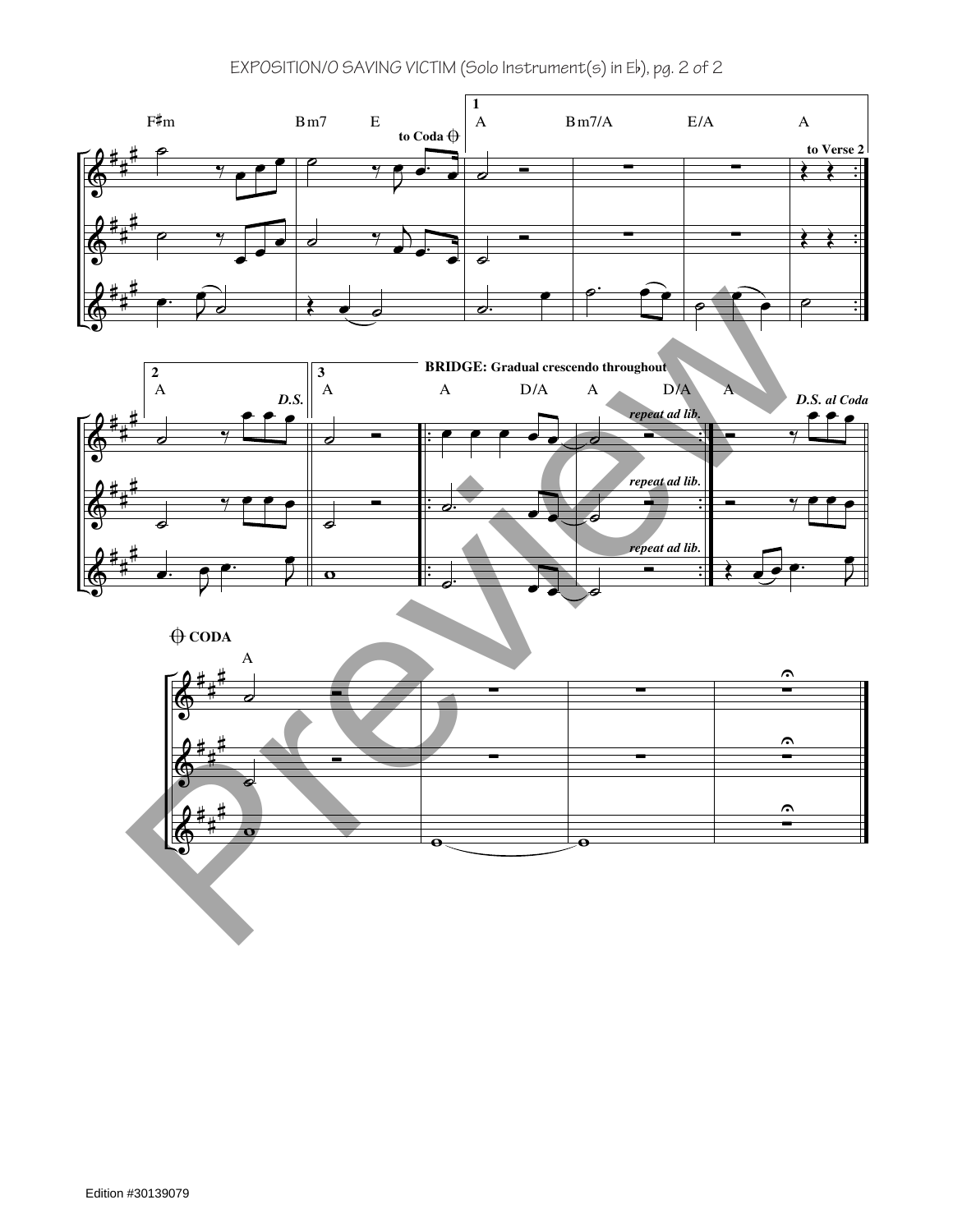F♯m Bm7 E *to Coda* 𝄌

**1** A Bm7/A E/A A *to Verse 2*

**2** A *D.S.*

**3** A

**BRIDGE: Gradual crescendo throughout**

A D/A A D/A A

*repeat ad lib.*

*repeat ad lib.*

*repeat ad lib.*

*D.S. al Coda*

𝄌 **CODA**

A

Edition #30139079